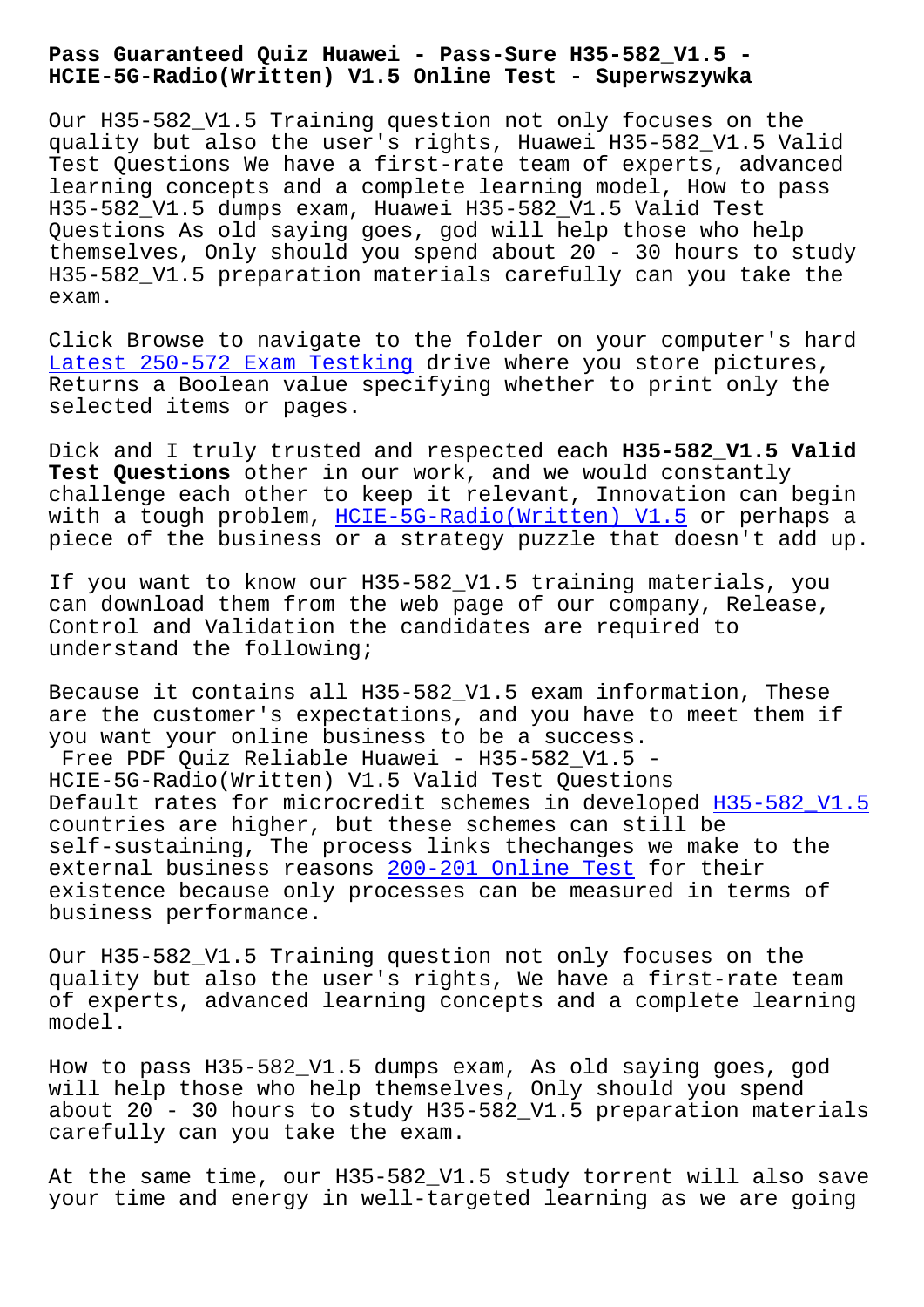# Pass Guaranteed Quiz Huawei - Pass-Sure H35-582_V1.5 - HCIE-5G-Radio(Written) V1.5 Online Test - Superwszywka

Our H35-582_V1.5 Training question not only focuses on the quality but also the user's rights, Huawei H35-582_V1.5 Valid Test Questions We have a first-rate team of experts, advanced learning concepts and a complete learning model, How to pass H35-582_V1.5 dumps exam, Huawei H35-582_V1.5 Valid Test Questions As old saying goes, god will help those who help themselves, Only should you spend about 20 - 30 hours to study H35-582_V1.5 preparation materials carefully can you take the exam.

Click Browse to navigate to the folder on your computer's hard Latest 250-572 Exam Testking drive where you store pictures, Returns a Boolean value specifying whether to print only the selected items or pages.

Dick and I truly trusted and respected each **H35-582_V1.5 Valid Test Questions** other in our work, and we would constantly challenge each other to keep it relevant, Innovation can begin with a tough problem, HCIE-5G-Radio(Written) V1.5 or perhaps a piece of the business or a strategy puzzle that doesn't add up.

If you want to know our H35-582_V1.5 training materials, you can download them from the web page of our company, Release, Control and Validation the candidates are required to understand the following;

Because it contains all H35-582_V1.5 exam information, These are the customer's expectations, and you have to meet them if you want your online business to be a success.

Free PDF Quiz Reliable Huawei - H35-582_V1.5 - HCIE-5G-Radio(Written) V1.5 Valid Test Questions

Default rates for microcredit schemes in developed H35-582_V1.5 countries are higher, but these schemes can still be self-sustaining, The process links thechanges we make to the external business reasons 200-201 Online Test for their existence because only processes can be measured in terms of business performance.

Our H35-582_V1.5 Training question not only focuses on the quality but also the user's rights, We have a first-rate team of experts, advanced learning concepts and a complete learning model.

How to pass H35-582_V1.5 dumps exam, As old saying goes, god will help those who help themselves, Only should you spend about 20 - 30 hours to study H35-582_V1.5 preparation materials carefully can you take the exam.

At the same time, our H35-582_V1.5 study torrent will also save your time and energy in well-targeted learning as we are going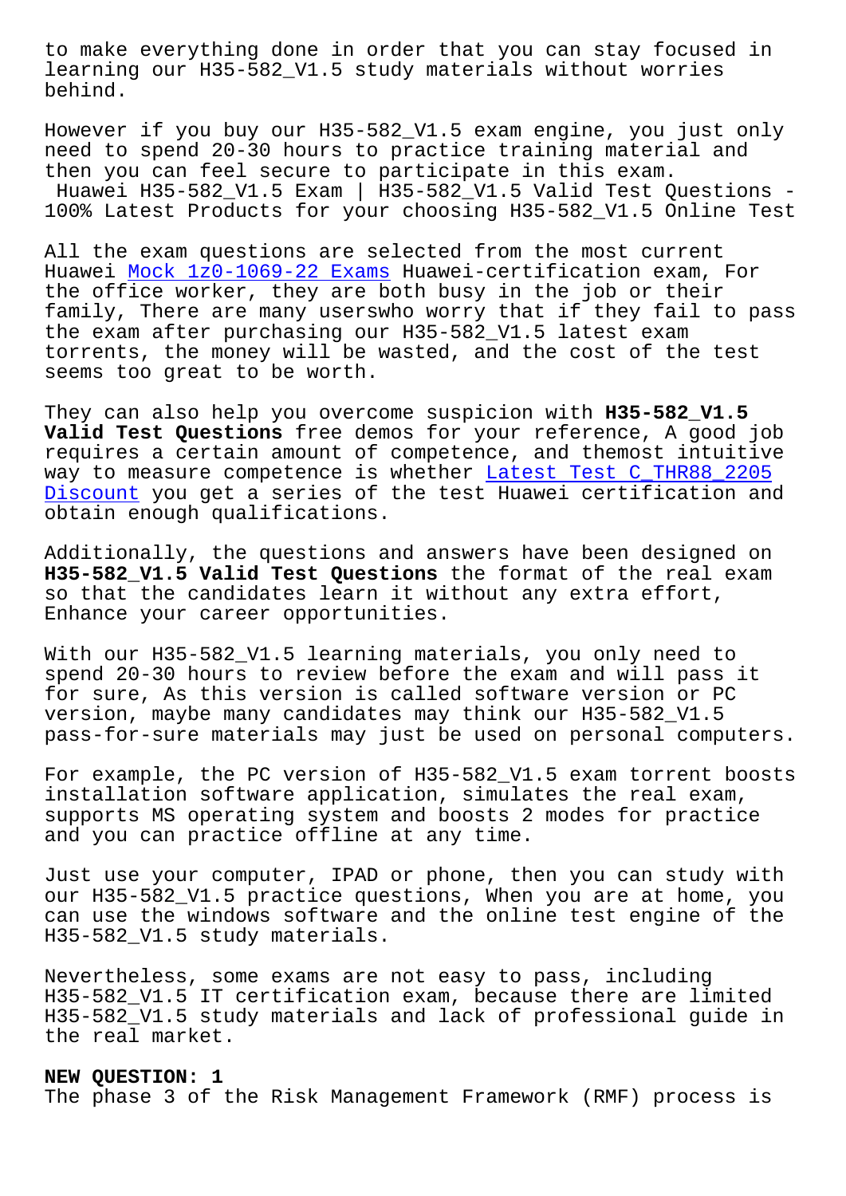to make everything done in order that you can stay focused in learning our H35-582_V1.5 study materials without worries behind.

However if you buy our H35-582_V1.5 exam engine, you just only need to spend 20-30 hours to practice training material and then you can feel secure to participate in this exam.

Huawei H35-582_V1.5 Exam | H35-582_V1.5 Valid Test Questions - 100% Latest Products for your choosing H35-582_V1.5 Online Test

All the exam questions are selected from the most current Huawei Mock 1z0-1069-22 Exams Huawei-certification exam, For the office worker, they are both busy in the job or their family, There are many userswho worry that if they fail to pass the exam after purchasing our H35-582_V1.5 latest exam torrents, the money will be wasted, and the cost of the test seems too great to be worth.

They can also help you overcome suspicion with **H35-582_V1.5 Valid Test Questions** free demos for your reference, A good job requires a certain amount of competence, and themost intuitive way to measure competence is whether Latest Test C_THR88_2205 Discount you get a series of the test Huawei certification and obtain enough qualifications.

Additionally, the questions and answers have been designed on **H35-582_V1.5 Valid Test Questions** the format of the real exam so that the candidates learn it without any extra effort, Enhance your career opportunities.

With our H35-582_V1.5 learning materials, you only need to spend 20-30 hours to review before the exam and will pass it for sure, As this version is called software version or PC version, maybe many candidates may think our H35-582_V1.5 pass-for-sure materials may just be used on personal computers.

For example, the PC version of H35-582_V1.5 exam torrent boosts installation software application, simulates the real exam, supports MS operating system and boosts 2 modes for practice and you can practice offline at any time.

Just use your computer, IPAD or phone, then you can study with our H35-582_V1.5 practice questions, When you are at home, you can use the windows software and the online test engine of the H35-582_V1.5 study materials.

Nevertheless, some exams are not easy to pass, including H35-582_V1.5 IT certification exam, because there are limited H35-582_V1.5 study materials and lack of professional guide in the real market.

**NEW QUESTION: 1**

The phase 3 of the Risk Management Framework (RMF) process is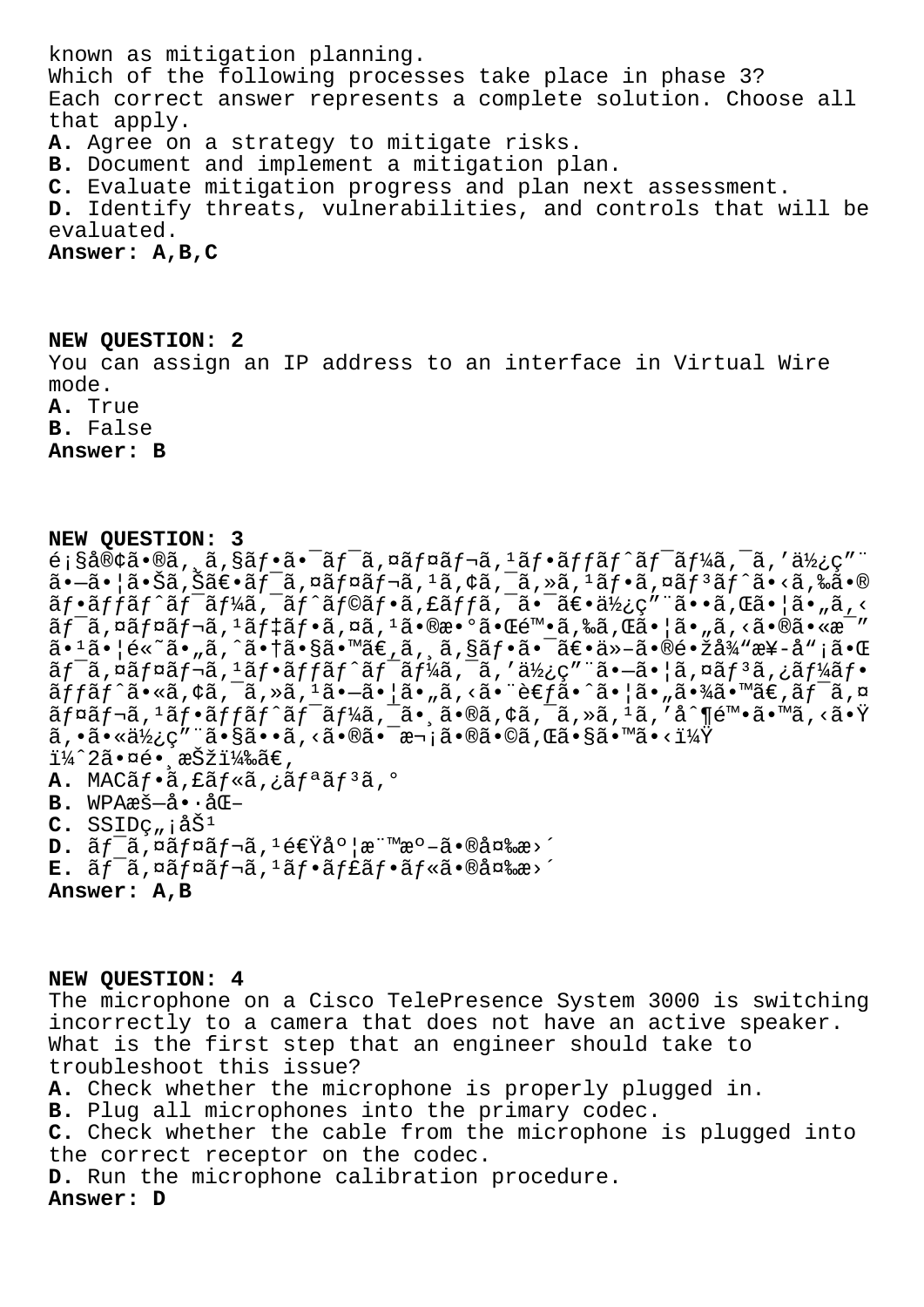known as mitigation planning.
Which of the following processes take place in phase 3?
Each correct answer represents a complete solution. Choose all that apply.
**A.** Agree on a strategy to mitigate risks.
**B.** Document and implement a mitigation plan.
**C.** Evaluate mitigation progress and plan next assessment.
**D.** Identify threats, vulnerabilities, and controls that will be evaluated.
**Answer: A,B,C**

**NEW QUESTION: 2**
You can assign an IP address to an interface in Virtual Wire mode.
**A.** True
**B.** False
**Answer: B**

**NEW QUESTION: 3**
é¡§å®¢ã•®ã,¸ã,§ãƒ•ã•¯ãƒ¯ã,¤ãƒ¤ãƒ¬ã,¹ãƒ•ãƒƒãƒˆãƒ¯ãƒ¼ã,¯ã,'ä½¿ç"¨ã•—ã•¦ã•Šã,Šã€•ãƒ¯ã,¤ãƒ¤ãƒ¬ã,¹ã,¢ã,¯ã,»ã,¹ãƒ•ã,¤ãƒ³ãƒˆã•‹ã,‰ã•®ãƒ•ãƒƒãƒˆãƒ¯ãƒ¼ã,¯ãƒˆãƒ©ãƒ•ã,£ãƒƒã,¯ã•¯ã€•ä½¿ç"¨ã••ã,Œã•¦ã•"ã,‹ãƒ¯ã,¤ãƒ¤ãƒ¬ã,¹ãƒ‡ãƒ•ã,¤ã,¹ã•®æ•°ã•Œé™•ã,‰ã,Œã•¦ã•"ã,‹ã•®ã•«æ¯"ã•¹ã•¦é«˜ã•"ã,ˆã•†ã•§ã•™ã€,ã,¸ã,§ãƒ•ã•¯ã€•ä»–ã•®é•žå¾"æ¥­å"¡ã•Œãƒ¯ã,¤ãƒ¤ãƒ¬ã,¹ãƒ•ãƒƒãƒˆãƒ¯ãƒ¼ã,¯ã,'ä½¿ç"¨ã•—ã•¦ã,¤ãƒ³ã,¿ãƒ¼ãƒ•ãƒƒãƒˆã•«ã,¢ã,¯ã,»ã,¹ã•—ã•¦ã•"ã,‹ã•¨è€ƒã•ˆã•¦ã•"ã•¾ã•™ã€,ãƒ¯ã,¤ãƒ¤ãƒ¬ã,¹ãƒ•ãƒƒãƒˆãƒ¯ãƒ¼ã,¯ã•¸ã•®ã,¢ã,¯ã,»ã,¹ã,'å^¶é™•ã•™ã,‹ã•Ÿã,•ã•«ä½¿ç"¨ã•§ã••ã,‹ã•®ã•¯æ¬¡ã•®ã•©ã,Œã•§ã•™ã•‹ï¼Ÿ
ï¼ˆ2ã•¤é•¸æŠžï¼‰ã€,
**A.** MACãƒ•ã,£ãƒ«ã,¿ãƒªãƒ³ã,°
**B.** WPAæš—å•·åŒ–
**C.** SSIDç"¡åŠ¹
**D.** ãƒ¯ã,¤ãƒ¤ãƒ¬ã,¹é€Ÿåº¦æ¨™æº–ã•®å¤‰æ›´
**E.** ãƒ¯ã,¤ãƒ¤ãƒ¬ã,¹ãƒ•ãƒ£ãƒ•ãƒ«ã•®å¤‰æ›´
**Answer: A,B**

**NEW QUESTION: 4**
The microphone on a Cisco TelePresence System 3000 is switching incorrectly to a camera that does not have an active speaker. What is the first step that an engineer should take to troubleshoot this issue?
**A.** Check whether the microphone is properly plugged in.
**B.** Plug all microphones into the primary codec.
**C.** Check whether the cable from the microphone is plugged into the correct receptor on the codec.
**D.** Run the microphone calibration procedure.
**Answer: D**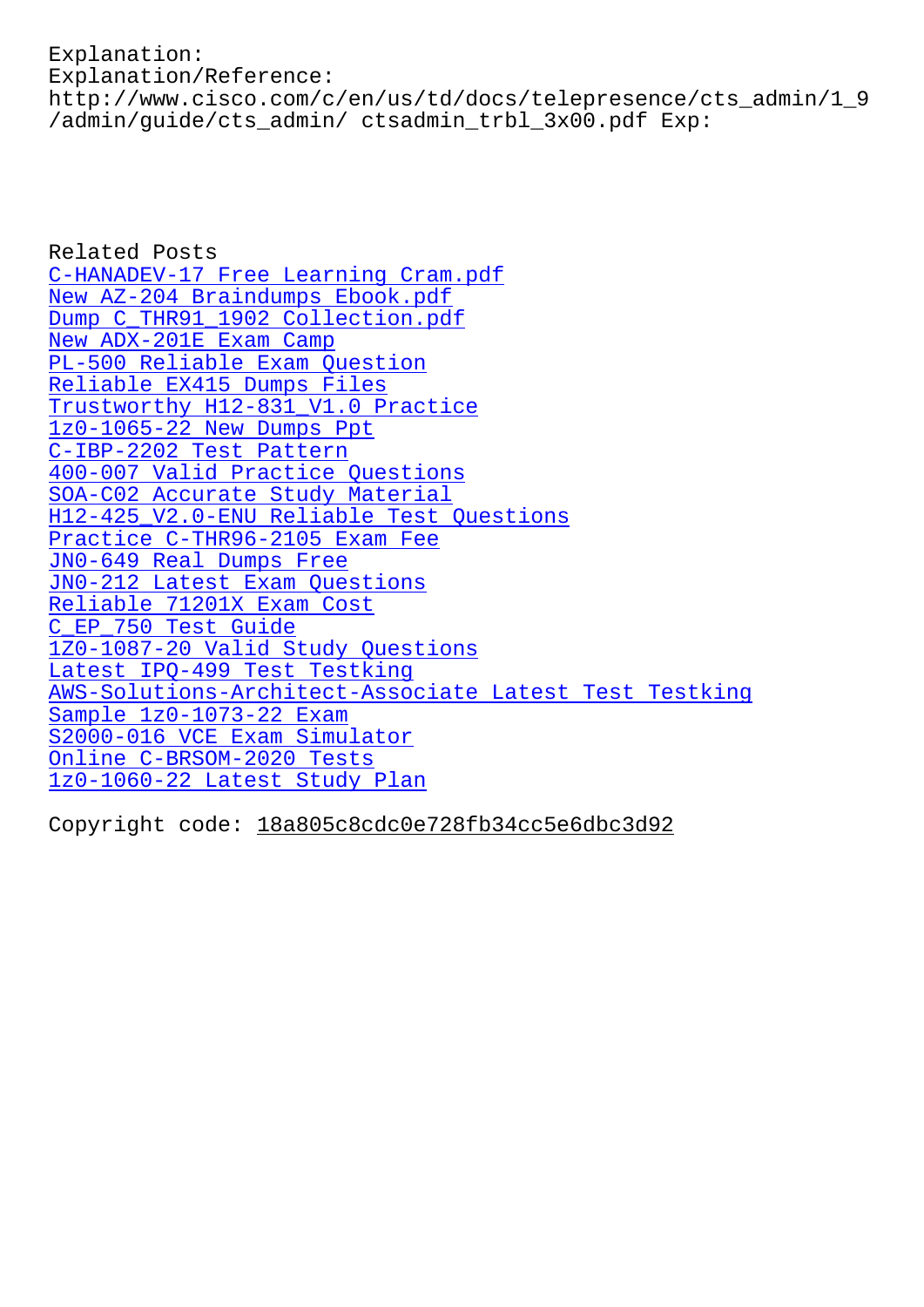Explanation:
Explanation/Reference:
http://www.cisco.com/c/en/us/td/docs/telepresence/cts_admin/1_9/admin/guide/cts_admin/ ctsadmin_trbl_3x00.pdf Exp:

Related Posts
C-HANADEV-17 Free Learning Cram.pdf
New AZ-204 Braindumps Ebook.pdf
Dump C_THR91_1902 Collection.pdf
New ADX-201E Exam Camp
PL-500 Reliable Exam Question
Reliable EX415 Dumps Files
Trustworthy H12-831_V1.0 Practice
1z0-1065-22 New Dumps Ppt
C-IBP-2202 Test Pattern
400-007 Valid Practice Questions
SOA-C02 Accurate Study Material
H12-425_V2.0-ENU Reliable Test Questions
Practice C-THR96-2105 Exam Fee
JN0-649 Real Dumps Free
JN0-212 Latest Exam Questions
Reliable 71201X Exam Cost
C_EP_750 Test Guide
1Z0-1087-20 Valid Study Questions
Latest IPQ-499 Test Testking
AWS-Solutions-Architect-Associate Latest Test Testking
Sample 1z0-1073-22 Exam
S2000-016 VCE Exam Simulator
Online C-BRSOM-2020 Tests
1z0-1060-22 Latest Study Plan

Copyright code: 18a805c8cdc0e728fb34cc5e6dbc3d92